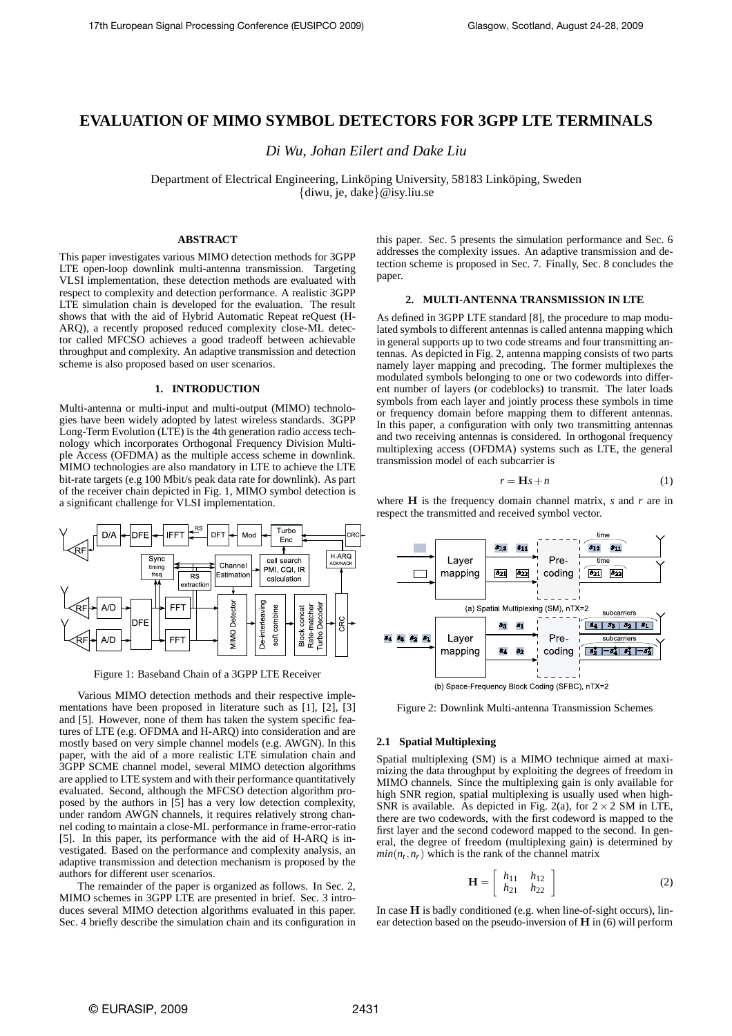# EVALUATION OF MIMO SYMBOL DETECTORS FOR 3GPP LTE TERMINALS

*Di Wu, Johan Eilert and Dake Liu*

Department of Electrical Engineering, Linköping University, 58183 Linköping, Sweden
{diwu, je, dake}@isy.liu.se

## ABSTRACT

This paper investigates various MIMO detection methods for 3GPP LTE open-loop downlink multi-antenna transmission. Targeting VLSI implementation, these detection methods are evaluated with respect to complexity and detection performance. A realistic 3GPP LTE simulation chain is developed for the evaluation. The result shows that with the aid of Hybrid Automatic Repeat reQuest (H-ARQ), a recently proposed reduced complexity close-ML detector called MFCSO achieves a good tradeoff between achievable throughput and complexity. An adaptive transmission and detection scheme is also proposed based on user scenarios.

## 1. INTRODUCTION

Multi-antenna or multi-input and multi-output (MIMO) technologies have been widely adopted by latest wireless standards. 3GPP Long-Term Evolution (LTE) is the 4th generation radio access technology which incorporates Orthogonal Frequency Division Multiple Access (OFDMA) as the multiple access scheme in downlink. MIMO technologies are also mandatory in LTE to achieve the LTE bit-rate targets (e.g 100 Mbit/s peak data rate for downlink). As part of the receiver chain depicted in Fig. 1, MIMO symbol detection is a significant challenge for VLSI implementation.

D/A DFE IFFT RS DFT Mod Turbo Enc CRC
RF
Sync timing freq
Channel Estimation
cell search PMI, CQI, IR calculation
H-ARQ ACK/NACK
RS extraction
RF A/D DFE FFT
RF A/D FFT
MIMO Detector
De-interleaving soft combine
Block concat Rate-matcher Turbo Decoder
CRC

Figure 1: Baseband Chain of a 3GPP LTE Receiver

Various MIMO detection methods and their respective implementations have been proposed in literature such as [1], [2], [3] and [5]. However, none of them has taken the system specific features of LTE (e.g. OFDMA and H-ARQ) into consideration and are mostly based on very simple channel models (e.g. AWGN). In this paper, with the aid of a more realistic LTE simulation chain and 3GPP SCME channel model, several MIMO detection algorithms are applied to LTE system and with their performance quantitatively evaluated. Second, although the MFCSO detection algorithm proposed by the authors in [5] has a very low detection complexity, under random AWGN channels, it requires relatively strong channel coding to maintain a close-ML performance in frame-error-ratio [5]. In this paper, its performance with the aid of H-ARQ is investigated. Based on the performance and complexity analysis, an adaptive transmission and detection mechanism is proposed by the authors for different user scenarios.

The remainder of the paper is organized as follows. In Sec. 2, MIMO schemes in 3GPP LTE are presented in brief. Sec. 3 introduces several MIMO detection algorithms evaluated in this paper. Sec. 4 briefly describe the simulation chain and its configuration in this paper. Sec. 5 presents the simulation performance and Sec. 6 addresses the complexity issues. An adaptive transmission and detection scheme is proposed in Sec. 7. Finally, Sec. 8 concludes the paper.

## 2. MULTI-ANTENNA TRANSMISSION IN LTE

As defined in 3GPP LTE standard [8], the procedure to map modulated symbols to different antennas is called antenna mapping which in general supports up to two code streams and four transmitting antennas. As depicted in Fig. 2, antenna mapping consists of two parts namely layer mapping and precoding. The former multiplexes the modulated symbols belonging to one or two codewords into different number of layers (or codeblocks) to transmit. The later loads symbols from each layer and jointly process these symbols in time or frequency domain before mapping them to different antennas. In this paper, a configuration with only two transmitting antennas and two receiving antennas is considered. In orthogonal frequency multiplexing access (OFDMA) systems such as LTE, the general transmission model of each subcarrier is

$$r = \mathbf{H}s + n \qquad (1)$$

where $\mathbf{H}$ is the frequency domain channel matrix, $s$ and $r$ are in respect the transmitted and received symbol vector.

Layer mapping
Pre-coding
time
time
(a) Spatial Multiplexing (SM), nTX=2
subcarriers
subcarriers
(b) Space-Frequency Block Coding (SFBC), nTX=2

Figure 2: Downlink Multi-antenna Transmission Schemes

### 2.1 Spatial Multiplexing

Spatial multiplexing (SM) is a MIMO technique aimed at maximizing the data throughput by exploiting the degrees of freedom in MIMO channels. Since the multiplexing gain is only available for high SNR region, spatial multiplexing is usually used when high-SNR is available. As depicted in Fig. 2(a), for $2\times 2$ SM in LTE, there are two codewords, with the first codeword is mapped to the first layer and the second codeword mapped to the second. In general, the degree of freedom (multiplexing gain) is determined by $min(n_t, n_r)$ which is the rank of the channel matrix

$$\mathbf{H} = \begin{bmatrix} h_{11} & h_{12} \\ h_{21} & h_{22} \end{bmatrix} \qquad (2)$$

In case $\mathbf{H}$ is badly conditioned (e.g. when line-of-sight occurs), linear detection based on the pseudo-inversion of $\mathbf{H}$ in (6) will perform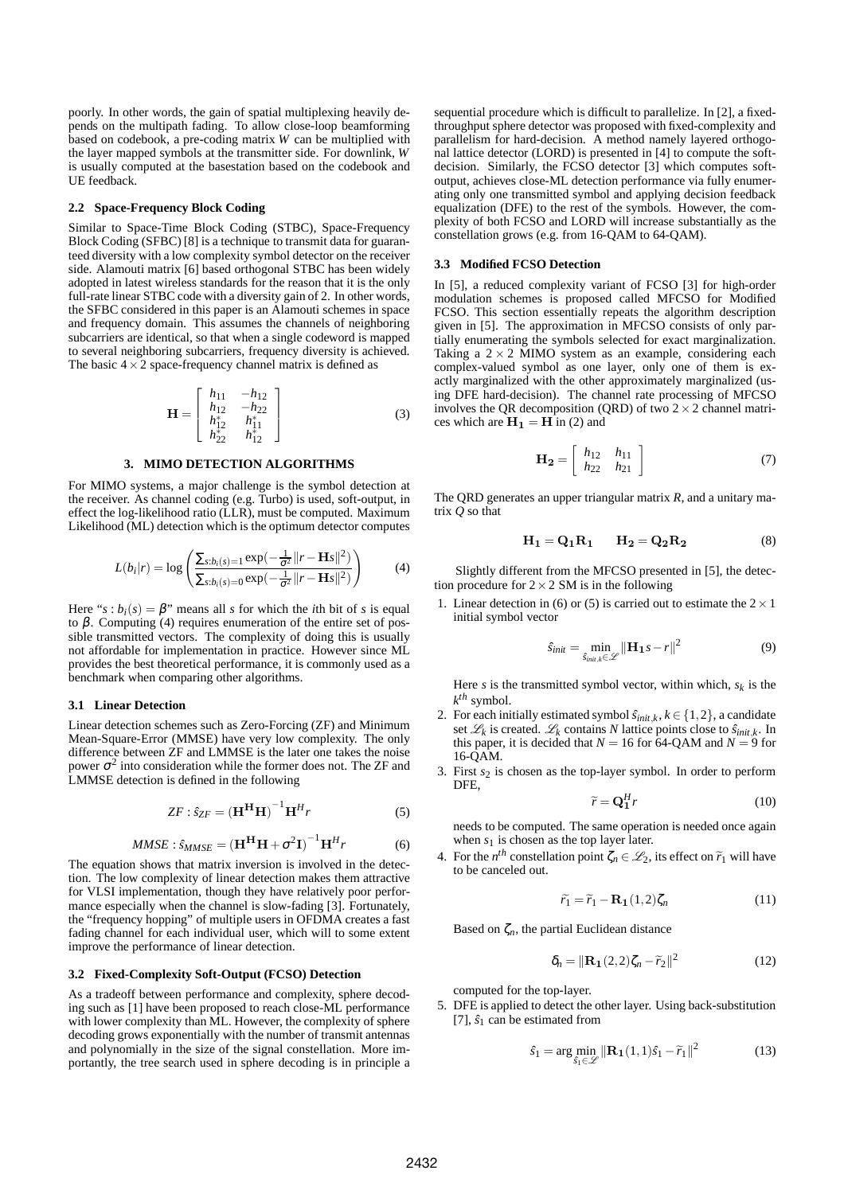poorly. In other words, the gain of spatial multiplexing heavily depends on the multipath fading. To allow close-loop beamforming based on codebook, a pre-coding matrix $W$ can be multiplied with the layer mapped symbols at the transmitter side. For downlink, $W$ is usually computed at the basestation based on the codebook and UE feedback.

### 2.2 Space-Frequency Block Coding

Similar to Space-Time Block Coding (STBC), Space-Frequency Block Coding (SFBC) [8] is a technique to transmit data for guaranteed diversity with a low complexity symbol detector on the receiver side. Alamouti matrix [6] based orthogonal STBC has been widely adopted in latest wireless standards for the reason that it is the only full-rate linear STBC code with a diversity gain of 2. In other words, the SFBC considered in this paper is an Alamouti schemes in space and frequency domain. This assumes the channels of neighboring subcarriers are identical, so that when a single codeword is mapped to several neighboring subcarriers, frequency diversity is achieved. The basic $4 \times 2$ space-frequency channel matrix is defined as

$$\mathbf{H} = \begin{bmatrix} h_{11} & -h_{12} \\ h_{12} & -h_{22} \\ h_{12}^* & h_{11}^* \\ h_{22}^* & h_{12}^* \end{bmatrix} \tag{3}$$

## 3. MIMO DETECTION ALGORITHMS

For MIMO systems, a major challenge is the symbol detection at the receiver. As channel coding (e.g. Turbo) is used, soft-output, in effect the log-likelihood ratio (LLR), must be computed. Maximum Likelihood (ML) detection which is the optimum detector computes

$$L(b_i|r) = \log \left( \frac{\sum_{s:b_i(s)=1} \exp(-\frac{1}{\sigma^2}\|r - \mathbf{H}s\|^2)}{\sum_{s:b_i(s)=0} \exp(-\frac{1}{\sigma^2}\|r - \mathbf{H}s\|^2)} \right) \tag{4}$$

Here "$s : b_i(s) = \beta$" means all $s$ for which the $i$th bit of $s$ is equal to $\beta$. Computing (4) requires enumeration of the entire set of possible transmitted vectors. The complexity of doing this is usually not affordable for implementation in practice. However since ML provides the best theoretical performance, it is commonly used as a benchmark when comparing other algorithms.

### 3.1 Linear Detection

Linear detection schemes such as Zero-Forcing (ZF) and Minimum Mean-Square-Error (MMSE) have very low complexity. The only difference between ZF and LMMSE is the later one takes the noise power $\sigma^2$ into consideration while the former does not. The ZF and LMMSE detection is defined in the following

$$ZF : \hat{s}_{ZF} = \left(\mathbf{H^H H}\right)^{-1} \mathbf{H}^H r \tag{5}$$

$$MMSE : \hat{s}_{MMSE} = \left(\mathbf{H^H H} + \sigma^2 \mathbf{I}\right)^{-1} \mathbf{H}^H r \tag{6}$$

The equation shows that matrix inversion is involved in the detection. The low complexity of linear detection makes them attractive for VLSI implementation, though they have relatively poor performance especially when the channel is slow-fading [3]. Fortunately, the "frequency hopping" of multiple users in OFDMA creates a fast fading channel for each individual user, which will to some extent improve the performance of linear detection.

### 3.2 Fixed-Complexity Soft-Output (FCSO) Detection

As a tradeoff between performance and complexity, sphere decoding such as [1] have been proposed to reach close-ML performance with lower complexity than ML. However, the complexity of sphere decoding grows exponentially with the number of transmit antennas and polynomially in the size of the signal constellation. More importantly, the tree search used in sphere decoding is in principle a sequential procedure which is difficult to parallelize. In [2], a fixed-throughput sphere detector was proposed with fixed-complexity and parallelism for hard-decision. A method namely layered orthogonal lattice detector (LORD) is presented in [4] to compute the soft-decision. Similarly, the FCSO detector [3] which computes soft-output, achieves close-ML detection performance via fully enumerating only one transmitted symbol and applying decision feedback equalization (DFE) to the rest of the symbols. However, the complexity of both FCSO and LORD will increase substantially as the constellation grows (e.g. from 16-QAM to 64-QAM).

### 3.3 Modified FCSO Detection

In [5], a reduced complexity variant of FCSO [3] for high-order modulation schemes is proposed called MFCSO for Modified FCSO. This section essentially repeats the algorithm description given in [5]. The approximation in MFCSO consists of only partially enumerating the symbols selected for exact marginalization. Taking a $2 \times 2$ MIMO system as an example, considering each complex-valued symbol as one layer, only one of them is exactly marginalized with the other approximately marginalized (using DFE hard-decision). The channel rate processing of MFCSO involves the QR decomposition (QRD) of two $2 \times 2$ channel matrices which are $\mathbf{H_1} = \mathbf{H}$ in (2) and

$$\mathbf{H_2} = \begin{bmatrix} h_{12} & h_{11} \\ h_{22} & h_{21} \end{bmatrix} \tag{7}$$

The QRD generates an upper triangular matrix $R$, and a unitary matrix $Q$ so that

$$\mathbf{H_1} = \mathbf{Q_1 R_1} \qquad \mathbf{H_2} = \mathbf{Q_2 R_2} \tag{8}$$

Slightly different from the MFCSO presented in [5], the detection procedure for $2 \times 2$ SM is in the following

1. Linear detection in (6) or (5) is carried out to estimate the $2 \times 1$ initial symbol vector

$$\hat{s}_{init} = \min_{\hat{s}_{init,k} \in \mathscr{L}} \|\mathbf{H_1} s - r\|^2 \tag{9}$$

   Here $s$ is the transmitted symbol vector, within which, $s_k$ is the $k^{th}$ symbol.

2. For each initially estimated symbol $\hat{s}_{init,k}, k \in \{1, 2\}$, a candidate set $\mathscr{L}_k$ is created. $\mathscr{L}_k$ contains $N$ lattice points close to $\hat{s}_{init,k}$. In this paper, it is decided that $N = 16$ for 64-QAM and $N = 9$ for 16-QAM.

3. First $s_2$ is chosen as the top-layer symbol. In order to perform DFE,

$$\widetilde{r} = \mathbf{Q_1^H} r \tag{10}$$

   needs to be computed. The same operation is needed once again when $s_1$ is chosen as the top layer later.

4. For the $n^{th}$ constellation point $\zeta_n \in \mathscr{L}_2$, its effect on $\widetilde{r}_1$ will have to be canceled out.

$$\widetilde{r_1} = \widetilde{r}_1 - \mathbf{R_1}(1,2)\zeta_n \tag{11}$$

   Based on $\zeta_n$, the partial Euclidean distance

$$\delta_n = \|\mathbf{R_1}(2,2)\zeta_n - \widetilde{r}_2\|^2 \tag{12}$$

   computed for the top-layer.

5. DFE is applied to detect the other layer. Using back-substitution [7], $\hat{s}_1$ can be estimated from

$$\hat{s}_1 = \arg \min_{\hat{s}_1 \in \mathscr{L}} \|\mathbf{R_1}(1,1)\hat{s}_1 - \widetilde{r}_1\|^2 \tag{13}$$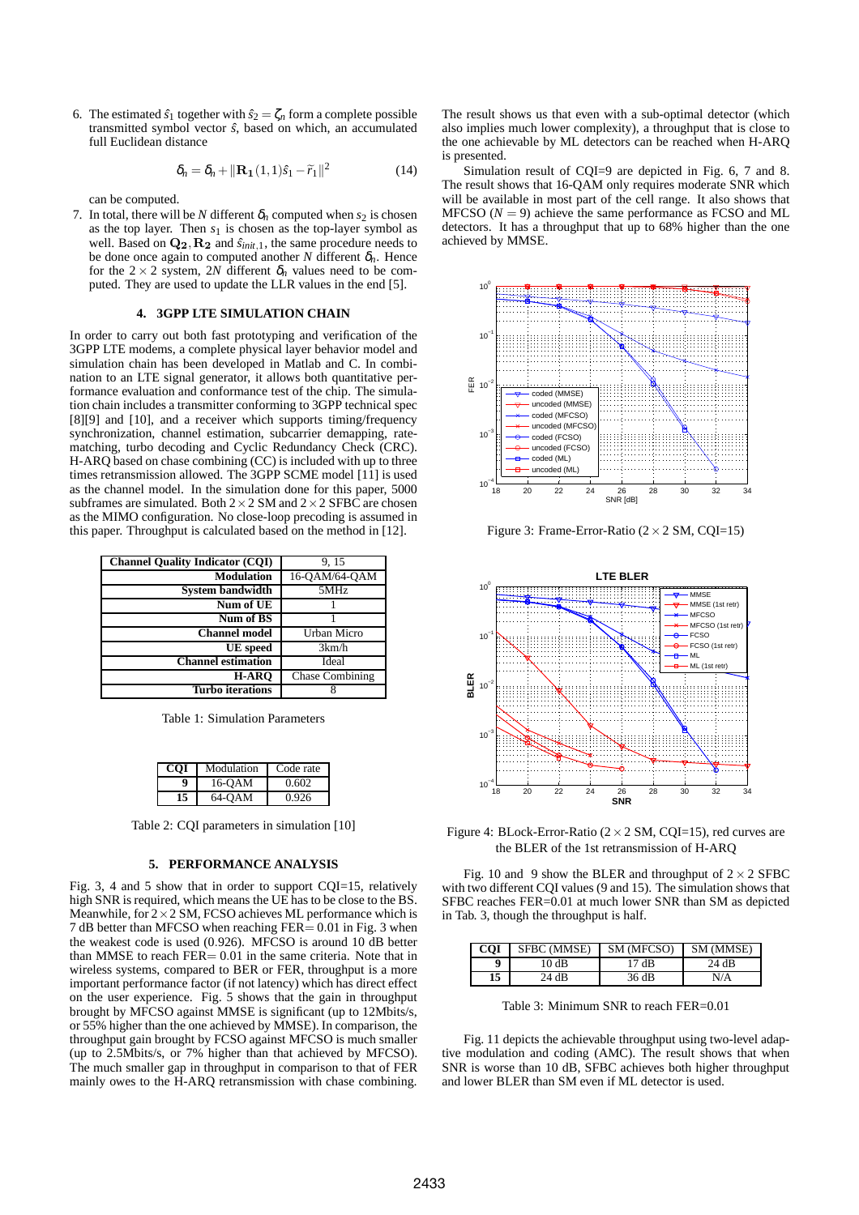6. The estimated $\hat{s}_1$ together with $\hat{s}_2 = \zeta_n$ form a complete possible transmitted symbol vector $\hat{s}$, based on which, an accumulated full Euclidean distance

$$\delta_n = \delta_n + \|\mathbf{R_1}(1,1)\hat{s}_1 - \tilde{r}_1\|^2 \qquad (14)$$

can be computed.

7. In total, there will be $N$ different $\delta_n$ computed when $s_2$ is chosen as the top layer. Then $s_1$ is chosen as the top-layer symbol as well. Based on $\mathbf{Q_2}, \mathbf{R_2}$ and $\hat{s}_{init,1}$, the same procedure needs to be done once again to computed another $N$ different $\delta_n$. Hence for the $2 \times 2$ system, $2N$ different $\delta_n$ values need to be computed. They are used to update the LLR values in the end [5].

## 4. 3GPP LTE SIMULATION CHAIN

In order to carry out both fast prototyping and verification of the 3GPP LTE modems, a complete physical layer behavior model and simulation chain has been developed in Matlab and C. In combination to an LTE signal generator, it allows both quantitative performance evaluation and conformance test of the chip. The simulation chain includes a transmitter conforming to 3GPP technical spec [8][9] and [10], and a receiver which supports timing/frequency synchronization, channel estimation, subcarrier demapping, rate-matching, turbo decoding and Cyclic Redundancy Check (CRC). H-ARQ based on chase combining (CC) is included with up to three times retransmission allowed. The 3GPP SCME model [11] is used as the channel model. In the simulation done for this paper, 5000 subframes are simulated. Both $2 \times 2$ SM and $2 \times 2$ SFBC are chosen as the MIMO configuration. No close-loop precoding is assumed in this paper. Throughput is calculated based on the method in [12].

| | |
|---|---|
| **Channel Quality Indicator (CQI)** | 9, 15 |
| **Modulation** | 16-QAM/64-QAM |
| **System bandwidth** | 5MHz |
| **Num of UE** | 1 |
| **Num of BS** | 1 |
| **Channel model** | Urban Micro |
| **UE speed** | 3km/h |
| **Channel estimation** | Ideal |
| **H-ARQ** | Chase Combining |
| **Turbo iterations** | 8 |

Table 1: Simulation Parameters

| CQI | Modulation | Code rate |
|---|---|---|
| **9** | 16-QAM | 0.602 |
| **15** | 64-QAM | 0.926 |

Table 2: CQI parameters in simulation [10]

## 5. PERFORMANCE ANALYSIS

Fig. 3, 4 and 5 show that in order to support CQI=15, relatively high SNR is required, which means the UE has to be close to the BS. Meanwhile, for $2 \times 2$ SM, FCSO achieves ML performance which is 7 dB better than MFCSO when reaching FER$= 0.01$ in Fig. 3 when the weakest code is used (0.926). MFCSO is around 10 dB better than MMSE to reach FER$= 0.01$ in the same criteria. Note that in wireless systems, compared to BER or FER, throughput is a more important performance factor (if not latency) which has direct effect on the user experience. Fig. 5 shows that the gain in throughput brought by MFCSO against MMSE is significant (up to 12Mbits/s, or 55% higher than the one achieved by MMSE). In comparison, the throughput gain brought by FCSO against MFCSO is much smaller (up to 2.5Mbits/s, or 7% higher than that achieved by MFCSO). The much smaller gap in throughput in comparison to that of FER mainly owes to the H-ARQ retransmission with chase combining.

The result shows us that even with a sub-optimal detector (which also implies much lower complexity), a throughput that is close to the one achievable by ML detectors can be reached when H-ARQ is presented.

Simulation result of CQI=9 are depicted in Fig. 6, 7 and 8. The result shows that 16-QAM only requires moderate SNR which will be available in most part of the cell range. It also shows that MFCSO ($N = 9$) achieve the same performance as FCSO and ML detectors. It has a throughput that up to 68% higher than the one achieved by MMSE.

FER
$10^0$
$10^{-1}$
$10^{-2}$
$10^{-3}$
$10^{-4}$
18 20 22 24 26 28 30 32 34
SNR [dB]
coded (MMSE)
uncoded (MMSE)
coded (MFCSO)
uncoded (MFCSO)
coded (FCSO)
uncoded (FCSO)
coded (ML)
uncoded (ML)

Figure 3: Frame-Error-Ratio ($2 \times 2$ SM, CQI=15)

LTE BLER
BLER
$10^0$
$10^{-1}$
$10^{-2}$
$10^{-3}$
$10^{-4}$
18 20 22 24 26 28 30 32 34
SNR
MMSE
MMSE (1st retr)
MFCSO
MFCSO (1st retr)
FCSO
FCSO (1st retr)
ML
ML (1st retr)

Figure 4: BLock-Error-Ratio ($2 \times 2$ SM, CQI=15), red curves are the BLER of the 1st retransmission of H-ARQ

Fig. 10 and 9 show the BLER and throughput of $2 \times 2$ SFBC with two different CQI values (9 and 15). The simulation shows that SFBC reaches FER=0.01 at much lower SNR than SM as depicted in Tab. 3, though the throughput is half.

| CQI | SFBC (MMSE) | SM (MFCSO) | SM (MMSE) |
|---|---|---|---|
| **9** | 10 dB | 17 dB | 24 dB |
| **15** | 24 dB | 36 dB | N/A |

Table 3: Minimum SNR to reach FER=0.01

Fig. 11 depicts the achievable throughput using two-level adaptive modulation and coding (AMC). The result shows that when SNR is worse than 10 dB, SFBC achieves both higher throughput and lower BLER than SM even if ML detector is used.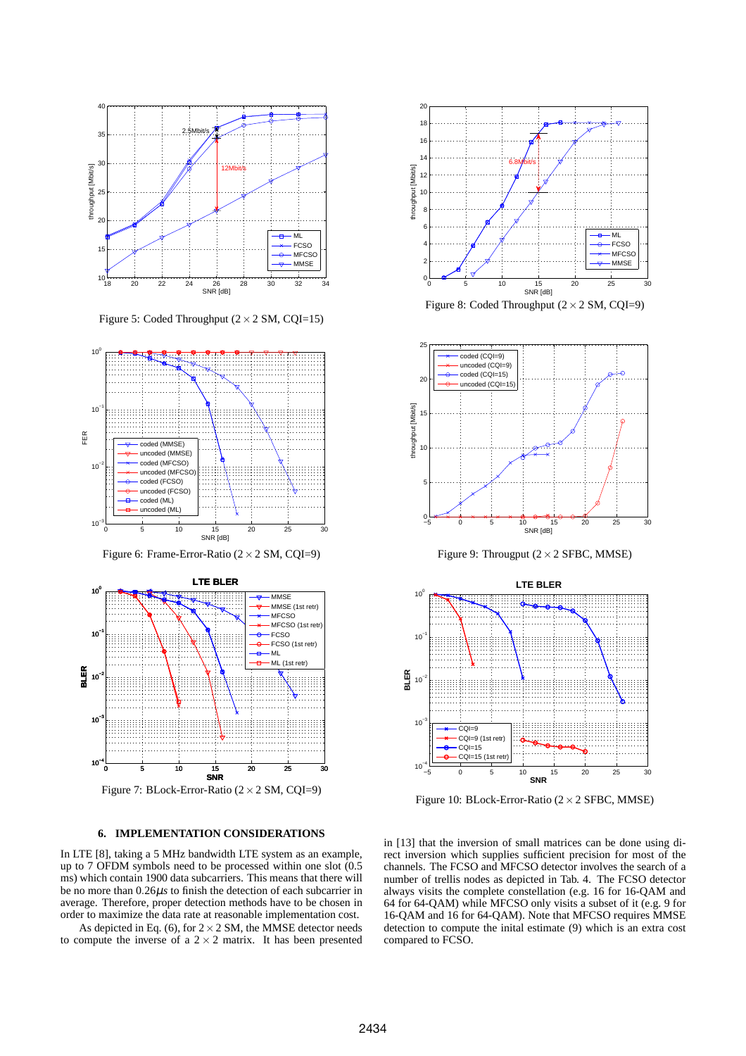40
35
30
25
20
15
10
throughput [Mbit/s]
18 20 22 24 26 28 30 32 34
SNR [dB]
2.5Mbit/s
12Mbit/s
ML
FCSO
MFCSO
MMSE

Figure 5: Coded Throughput ($2 \times 2$ SM, CQI=15)

20
18
16
14
12
10
8
6
4
2
0
throughput [Mbit/s]
0 5 10 15 20 25 30
SNR [dB]
6.8Mbit/s
ML
FCSO
MFCSO
MMSE

Figure 8: Coded Throughput ($2 \times 2$ SM, CQI=9)

$10^0$
$10^{-1}$
$10^{-2}$
$10^{-3}$
FER
0 5 10 15 20 25 30
SNR [dB]
coded (MMSE)
uncoded (MMSE)
coded (MFCSO)
uncoded (MFCSO)
coded (FCSO)
uncoded (FCSO)
coded (ML)
uncoded (ML)

Figure 6: Frame-Error-Ratio ($2 \times 2$ SM, CQI=9)

25
20
15
10
5
0
throughput [Mbit/s]
−5 0 5 10 15 20 25 30
SNR [dB]
coded (CQI=9)
uncoded (CQI=9)
coded (CQI=15)
uncoded (CQI=15)

Figure 9: Througput ($2 \times 2$ SFBC, MMSE)

LTE BLER
$10^0$
$10^{-1}$
$10^{-2}$
$10^{-3}$
$10^{-4}$
BLER
0 5 10 15 20 25 30
SNR
MMSE
MMSE (1st retr)
MFCSO
MFCSO (1st retr)
FCSO
FCSO (1st retr)
ML
ML (1st retr)

Figure 7: BLock-Error-Ratio ($2 \times 2$ SM, CQI=9)

LTE BLER
$10^0$
$10^{-1}$
$10^{-2}$
$10^{-3}$
$10^{-4}$
BLER
−5 0 5 10 15 20 25 30
SNR
CQI=9
CQI=9 (1st retr)
CQI=15
CQI=15 (1st retr)

Figure 10: BLock-Error-Ratio ($2 \times 2$ SFBC, MMSE)

## 6. IMPLEMENTATION CONSIDERATIONS

In LTE [8], taking a 5 MHz bandwidth LTE system as an example, up to 7 OFDM symbols need to be processed within one slot (0.5 ms) which contain 1900 data subcarriers. This means that there will be no more than 0.26$\mu s$ to finish the detection of each subcarrier in average. Therefore, proper detection methods have to be chosen in order to maximize the data rate at reasonable implementation cost.

As depicted in Eq. (6), for $2 \times 2$ SM, the MMSE detector needs to compute the inverse of a $2 \times 2$ matrix. It has been presented in [13] that the inversion of small matrices can be done using direct inversion which supplies sufficient precision for most of the channels. The FCSO and MFCSO detector involves the search of a number of trellis nodes as depicted in Tab. 4. The FCSO detector always visits the complete constellation (e.g. 16 for 16-QAM and 64 for 64-QAM) while MFCSO only visits a subset of it (e.g. 9 for 16-QAM and 16 for 64-QAM). Note that MFCSO requires MMSE detection to compute the inital estimate (9) which is an extra cost compared to FCSO.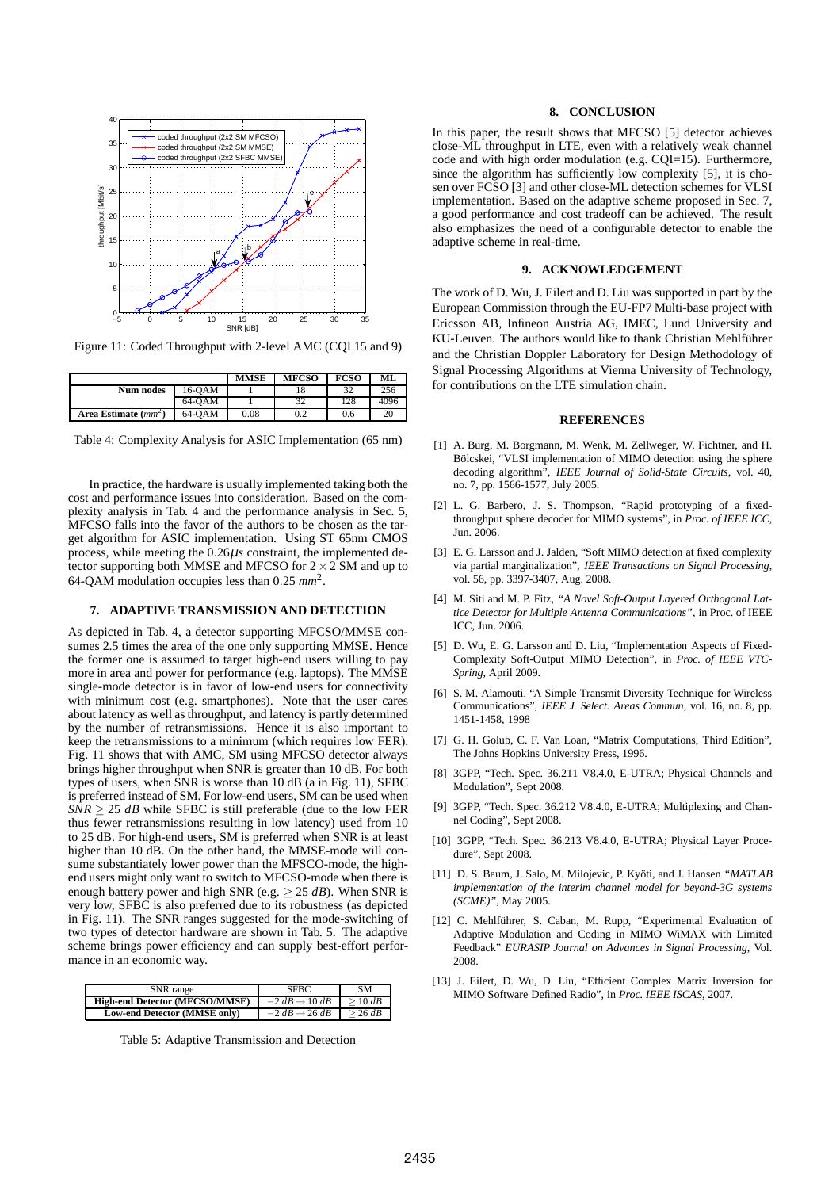40
35
30
25
20
15
10
5
0

throughput [Mbit/s]

−5 0 5 10 15 20 25 30 35

SNR [dB]

coded throughput (2x2 SM MFCSO)
coded throughput (2x2 SM MMSE)
coded throughput (2x2 SFBC MMSE)

a
b
c

Figure 11: Coded Throughput with 2-level AMC (CQI 15 and 9)

| | | MMSE | MFCSO | FCSO | ML |
|---|---|---|---|---|---|
| **Num nodes** | 16-QAM | 1 | 18 | 32 | 256 |
| | 64-QAM | 1 | 32 | 128 | 4096 |
| **Area Estimate** ($mm^2$) | 64-QAM | 0.08 | 0.2 | 0.6 | 20 |

Table 4: Complexity Analysis for ASIC Implementation (65 nm)

In practice, the hardware is usually implemented taking both the cost and performance issues into consideration. Based on the complexity analysis in Tab. 4 and the performance analysis in Sec. 5, MFCSO falls into the favor of the authors to be chosen as the target algorithm for ASIC implementation. Using ST 65nm CMOS process, while meeting the $0.26\mu s$ constraint, the implemented detector supporting both MMSE and MFCSO for $2 \times 2$ SM and up to 64-QAM modulation occupies less than 0.25 $mm^2$.

## 7. ADAPTIVE TRANSMISSION AND DETECTION

As depicted in Tab. 4, a detector supporting MFCSO/MMSE consumes 2.5 times the area of the one only supporting MMSE. Hence the former one is assumed to target high-end users willing to pay more in area and power for performance (e.g. laptops). The MMSE single-mode detector is in favor of low-end users for connectivity with minimum cost (e.g. smartphones). Note that the user cares about latency as well as throughput, and latency is partly determined by the number of retransmissions. Hence it is also important to keep the retransmissions to a minimum (which requires low FER). Fig. 11 shows that with AMC, SM using MFCSO detector always brings higher throughput when SNR is greater than 10 dB. For both types of users, when SNR is worse than 10 dB (a in Fig. 11), SFBC is preferred instead of SM. For low-end users, SM can be used when $SNR \geq 25$ $dB$ while SFBC is still preferable (due to the low FER thus fewer retransmissions resulting in low latency) used from 10 to 25 dB. For high-end users, SM is preferred when SNR is at least higher than 10 dB. On the other hand, the MMSE-mode will consume substantiately lower power than the MFSCO-mode, the high-end users might only want to switch to MFCSO-mode when there is enough battery power and high SNR (e.g. $\geq 25$ $dB$). When SNR is very low, SFBC is also preferred due to its robustness (as depicted in Fig. 11). The SNR ranges suggested for the mode-switching of two types of detector hardware are shown in Tab. 5. The adaptive scheme brings power efficiency and can supply best-effort performance in an economic way.

| SNR range | SFBC | SM |
|---|---|---|
| **High-end Detector (MFCSO/MMSE)** | $-2$ $dB \rightarrow 10$ $dB$ | $\geq 10$ $dB$ |
| **Low-end Detector (MMSE only)** | $-2$ $dB \rightarrow 26$ $dB$ | $\geq 26$ $dB$ |

Table 5: Adaptive Transmission and Detection

## 8. CONCLUSION

In this paper, the result shows that MFCSO [5] detector achieves close-ML throughput in LTE, even with a relatively weak channel code and with high order modulation (e.g. CQI=15). Furthermore, since the algorithm has sufficiently low complexity [5], it is chosen over FCSO [3] and other close-ML detection schemes for VLSI implementation. Based on the adaptive scheme proposed in Sec. 7, a good performance and cost tradeoff can be achieved. The result also emphasizes the need of a configurable detector to enable the adaptive scheme in real-time.

## 9. ACKNOWLEDGEMENT

The work of D. Wu, J. Eilert and D. Liu was supported in part by the European Commission through the EU-FP7 Multi-base project with Ericsson AB, Infineon Austria AG, IMEC, Lund University and KU-Leuven. The authors would like to thank Christian Mehlführer and the Christian Doppler Laboratory for Design Methodology of Signal Processing Algorithms at Vienna University of Technology, for contributions on the LTE simulation chain.

## REFERENCES

[1] A. Burg, M. Borgmann, M. Wenk, M. Zellweger, W. Fichtner, and H. Bölcskei, "VLSI implementation of MIMO detection using the sphere decoding algorithm", *IEEE Journal of Solid-State Circuits*, vol. 40, no. 7, pp. 1566-1577, July 2005.

[2] L. G. Barbero, J. S. Thompson, "Rapid prototyping of a fixed-throughput sphere decoder for MIMO systems", in *Proc. of IEEE ICC*, Jun. 2006.

[3] E. G. Larsson and J. Jalden, "Soft MIMO detection at fixed complexity via partial marginalization", *IEEE Transactions on Signal Processing*, vol. 56, pp. 3397-3407, Aug. 2008.

[4] M. Siti and M. P. Fitz, *"A Novel Soft-Output Layered Orthogonal Lattice Detector for Multiple Antenna Communications"*, in Proc. of IEEE ICC, Jun. 2006.

[5] D. Wu, E. G. Larsson and D. Liu, "Implementation Aspects of Fixed-Complexity Soft-Output MIMO Detection", in *Proc. of IEEE VTC-Spring*, April 2009.

[6] S. M. Alamouti, "A Simple Transmit Diversity Technique for Wireless Communications", *IEEE J. Select. Areas Commun*, vol. 16, no. 8, pp. 1451-1458, 1998

[7] G. H. Golub, C. F. Van Loan, "Matrix Computations, Third Edition", The Johns Hopkins University Press, 1996.

[8] 3GPP, "Tech. Spec. 36.211 V8.4.0, E-UTRA; Physical Channels and Modulation", Sept 2008.

[9] 3GPP, "Tech. Spec. 36.212 V8.4.0, E-UTRA; Multiplexing and Channel Coding", Sept 2008.

[10] 3GPP, "Tech. Spec. 36.213 V8.4.0, E-UTRA; Physical Layer Procedure", Sept 2008.

[11] D. S. Baum, J. Salo, M. Milojevic, P. Kyöti, and J. Hansen *"MATLAB implementation of the interim channel model for beyond-3G systems (SCME)"*, May 2005.

[12] C. Mehlführer, S. Caban, M. Rupp, "Experimental Evaluation of Adaptive Modulation and Coding in MIMO WiMAX with Limited Feedback" *EURASIP Journal on Advances in Signal Processing*, Vol. 2008.

[13] J. Eilert, D. Wu, D. Liu, "Efficient Complex Matrix Inversion for MIMO Software Defined Radio", in *Proc. IEEE ISCAS*, 2007.